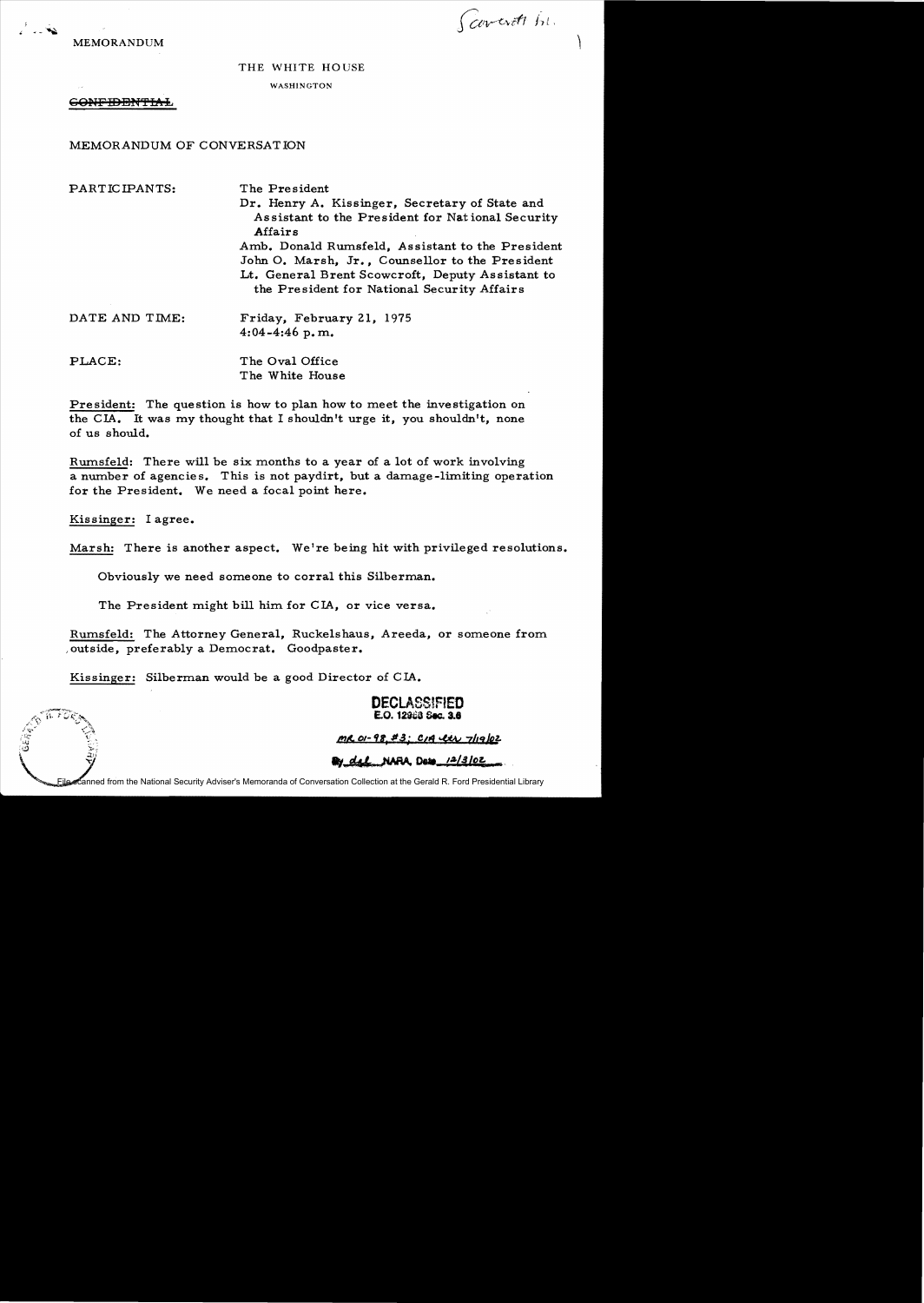Scowcroft file

MEMORANDUM

THE WHITE HOUSE

WASHINGTON

~~CONFIDENTIAL~~

MEMORANDUM OF CONVERSATION

PARTICIPANTS: The President
Dr. Henry A. Kissinger, Secretary of State and Assistant to the President for National Security Affairs
Amb. Donald Rumsfeld, Assistant to the President
John O. Marsh, Jr., Counsellor to the President
Lt. General Brent Scowcroft, Deputy Assistant to the President for National Security Affairs

DATE AND TIME: Friday, February 21, 1975
4:04-4:46 p.m.

PLACE: The Oval Office
The White House

President: The question is how to plan how to meet the investigation on the CIA. It was my thought that I shouldn't urge it, you shouldn't, none of us should.

Rumsfeld: There will be six months to a year of a lot of work involving a number of agencies. This is not paydirt, but a damage-limiting operation for the President. We need a focal point here.

Kissinger: I agree.

Marsh: There is another aspect. We're being hit with privileged resolutions.

Obviously we need someone to corral this Silberman.

The President might bill him for CIA, or vice versa.

Rumsfeld: The Attorney General, Ruckelshaus, Areeda, or someone from outside, preferably a Democrat. Goodpaster.

Kissinger: Silberman would be a good Director of CIA.

DECLASSIFIED
E.O. 12958 Sec. 3.6
MR 01-98, #3; CIA ltr 7/19/02
By dal NARA, Date 12/3/02

File scanned from the National Security Adviser's Memoranda of Conversation Collection at the Gerald R. Ford Presidential Library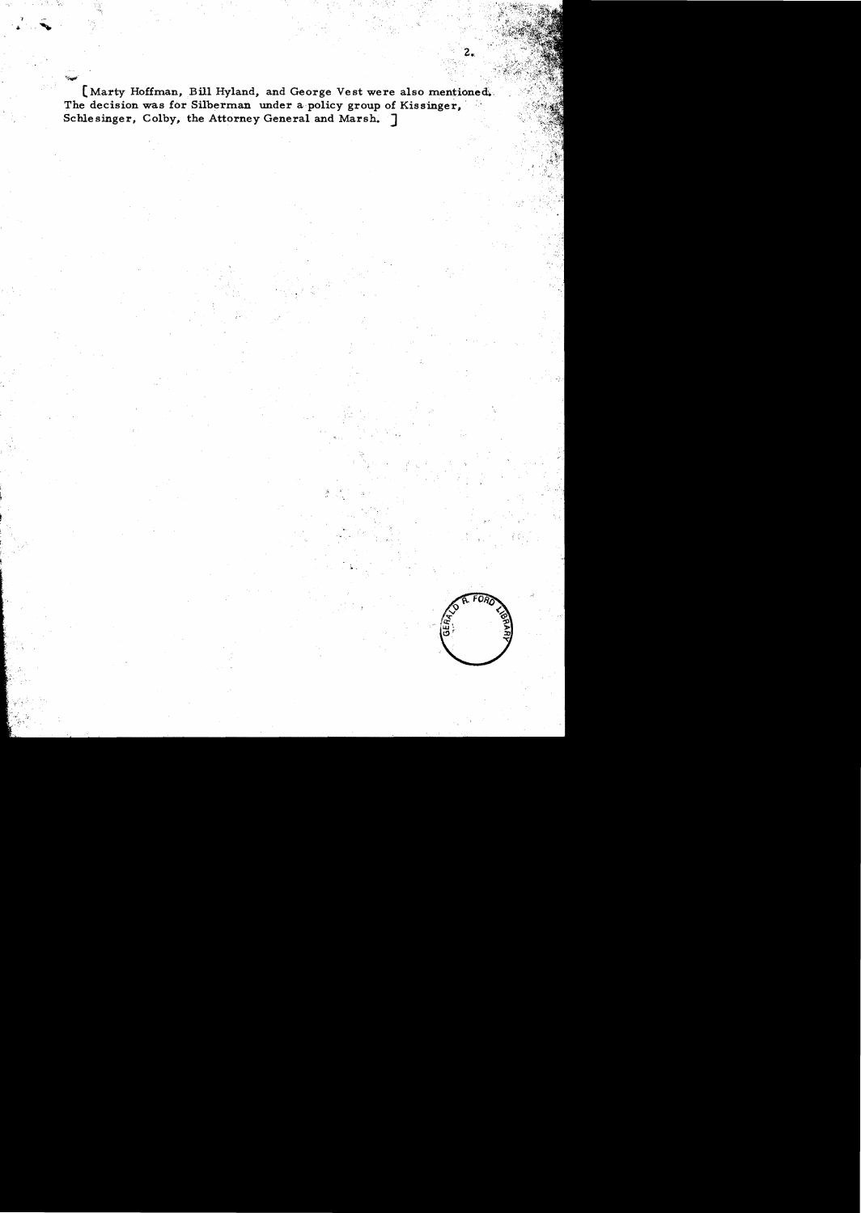[Marty Hoffman, Bill Hyland, and George Vest were also mentioned. The decision was for Silberman under a policy group of Kissinger, Schlesinger, Colby, the Attorney General and Marsh. ]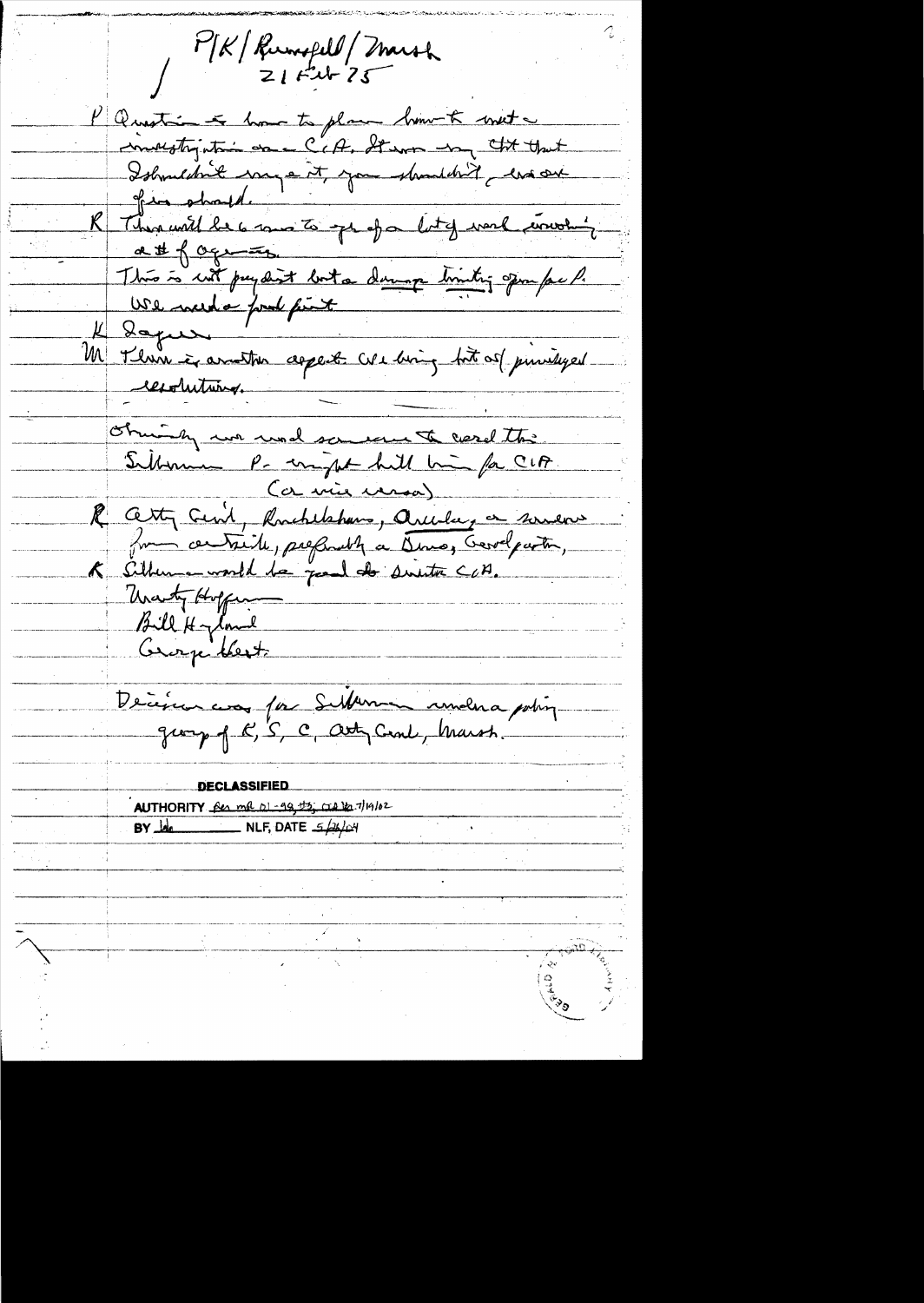P/K/Rumsfeld/Marsh
21 Feb 75

P Question is how to plan how to meet investigation on CIA. I was my H't that I shouldn't vary it, you shouldn't, we can Jim should.

R There will be a move to go of a lot of work involving a # of agencies.

This is not precedent but a damage limiting exercise for P. We need a good point.

K Agree.

M There is another aspect. We're being hit w/ privileged resolutions.

Obviously we need someone to read this. Silberman P- might hit him for CIA (or vice versa).

R Atty Genl, Richardson, Ruckelshaus, Acheson, or someone from outside, preferably a Demo, Goodpaster,

K Silberman would be good to direct CIA.

Marty Hoffman
Bill Hyland
George Elsey

Decision was for Silberman under a policy group of K, S, C, Atty Genl, Marsh.

DECLASSIFIED
AUTHORITY per MR 01-99, #3; CIA ltr 7/19/02
BY ___ NLF, DATE 5/26/04